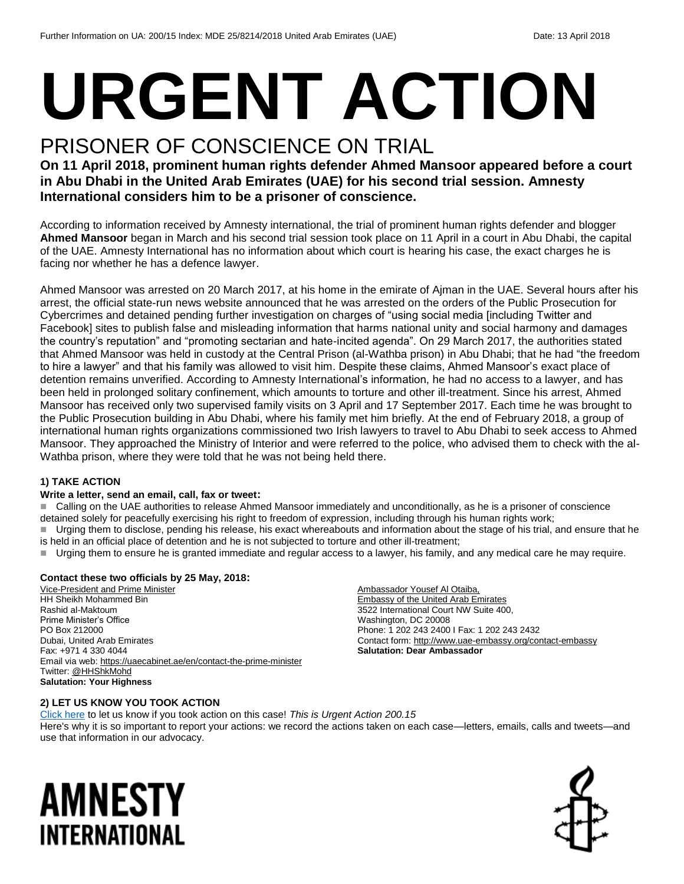# URGENT ACTION

## PRISONER OF CONSCIENCE ON TRIAL

**On 11 April 2018, prominent human rights defender Ahmed Mansoor appeared before a court in Abu Dhabi in the United Arab Emirates (UAE) for his second trial session. Amnesty International considers him to be a prisoner of conscience.**

According to information received by Amnesty international, the trial of prominent human rights defender and blogger **Ahmed Mansoor** began in March and his second trial session took place on 11 April in a court in Abu Dhabi, the capital of the UAE. Amnesty International has no information about which court is hearing his case, the exact charges he is facing nor whether he has a defence lawyer.

Ahmed Mansoor was arrested on 20 March 2017, at his home in the emirate of Ajman in the UAE. Several hours after his arrest, the official state-run news website announced that he was arrested on the orders of the Public Prosecution for Cybercrimes and detained pending further investigation on charges of "using social media [including Twitter and Facebook] sites to publish false and misleading information that harms national unity and social harmony and damages the country's reputation" and "promoting sectarian and hate-incited agenda". On 29 March 2017, the authorities stated that Ahmed Mansoor was held in custody at the Central Prison (al-Wathba prison) in Abu Dhabi; that he had "the freedom to hire a lawyer" and that his family was allowed to visit him. Despite these claims, Ahmed Mansoor's exact place of detention remains unverified. According to Amnesty International's information, he had no access to a lawyer, and has been held in prolonged solitary confinement, which amounts to torture and other ill-treatment. Since his arrest, Ahmed Mansoor has received only two supervised family visits on 3 April and 17 September 2017. Each time he was brought to the Public Prosecution building in Abu Dhabi, where his family met him briefly. At the end of February 2018, a group of international human rights organizations commissioned two Irish lawyers to travel to Abu Dhabi to seek access to Ahmed Mansoor. They approached the Ministry of Interior and were referred to the police, who advised them to check with the al-Wathba prison, where they were told that he was not being held there.

### 1) TAKE ACTION

**Write a letter, send an email, call, fax or tweet:**

- Calling on the UAE authorities to release Ahmed Mansoor immediately and unconditionally, as he is a prisoner of conscience detained solely for peacefully exercising his right to freedom of expression, including through his human rights work;
- Urging them to disclose, pending his release, his exact whereabouts and information about the stage of his trial, and ensure that he is held in an official place of detention and he is not subjected to torture and other ill-treatment;
- Urging them to ensure he is granted immediate and regular access to a lawyer, his family, and any medical care he may require.

**Contact these two officials by 25 May, 2018:**

Vice-President and Prime Minister
HH Sheikh Mohammed Bin
Rashid al-Maktoum
Prime Minister's Office
PO Box 212000
Dubai, United Arab Emirates
Fax: +971 4 330 4044
Email via web: https://uaecabinet.ae/en/contact-the-prime-minister
Twitter: @HHShkMohd
**Salutation: Your Highness**

Ambassador Yousef Al Otaiba,
Embassy of the United Arab Emirates
3522 International Court NW Suite 400,
Washington, DC 20008
Phone: 1 202 243 2400 I Fax: 1 202 243 2432
Contact form: http://www.uae-embassy.org/contact-embassy
**Salutation: Dear Ambassador**

### 2) LET US KNOW YOU TOOK ACTION

Click here to let us know if you took action on this case! *This is Urgent Action 200.15*
Here's why it is so important to report your actions: we record the actions taken on each case—letters, emails, calls and tweets—and use that information in our advocacy.

AMNESTY INTERNATIONAL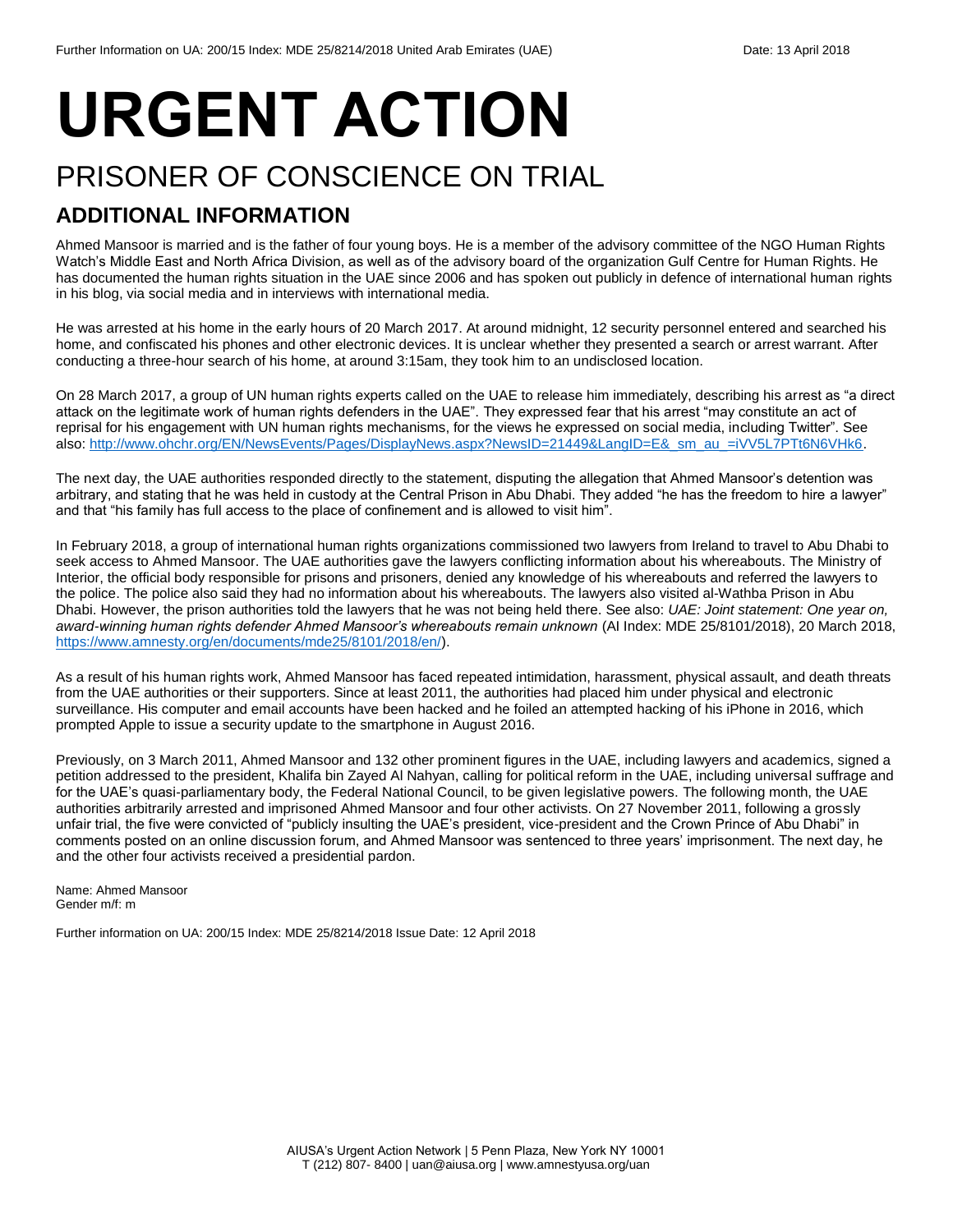# URGENT ACTION

## PRISONER OF CONSCIENCE ON TRIAL

### ADDITIONAL INFORMATION

Ahmed Mansoor is married and is the father of four young boys. He is a member of the advisory committee of the NGO Human Rights Watch's Middle East and North Africa Division, as well as of the advisory board of the organization Gulf Centre for Human Rights. He has documented the human rights situation in the UAE since 2006 and has spoken out publicly in defence of international human rights in his blog, via social media and in interviews with international media.

He was arrested at his home in the early hours of 20 March 2017. At around midnight, 12 security personnel entered and searched his home, and confiscated his phones and other electronic devices. It is unclear whether they presented a search or arrest warrant. After conducting a three-hour search of his home, at around 3:15am, they took him to an undisclosed location.

On 28 March 2017, a group of UN human rights experts called on the UAE to release him immediately, describing his arrest as "a direct attack on the legitimate work of human rights defenders in the UAE". They expressed fear that his arrest "may constitute an act of reprisal for his engagement with UN human rights mechanisms, for the views he expressed on social media, including Twitter". See also: http://www.ohchr.org/EN/NewsEvents/Pages/DisplayNews.aspx?NewsID=21449&LangID=E&_sm_au_=iVV5L7PTt6N6VHk6.

The next day, the UAE authorities responded directly to the statement, disputing the allegation that Ahmed Mansoor's detention was arbitrary, and stating that he was held in custody at the Central Prison in Abu Dhabi. They added "he has the freedom to hire a lawyer" and that "his family has full access to the place of confinement and is allowed to visit him".

In February 2018, a group of international human rights organizations commissioned two lawyers from Ireland to travel to Abu Dhabi to seek access to Ahmed Mansoor. The UAE authorities gave the lawyers conflicting information about his whereabouts. The Ministry of Interior, the official body responsible for prisons and prisoners, denied any knowledge of his whereabouts and referred the lawyers to the police. The police also said they had no information about his whereabouts. The lawyers also visited al-Wathba Prison in Abu Dhabi. However, the prison authorities told the lawyers that he was not being held there. See also: *UAE: Joint statement: One year on, award-winning human rights defender Ahmed Mansoor's whereabouts remain unknown* (AI Index: MDE 25/8101/2018), 20 March 2018, https://www.amnesty.org/en/documents/mde25/8101/2018/en/).

As a result of his human rights work, Ahmed Mansoor has faced repeated intimidation, harassment, physical assault, and death threats from the UAE authorities or their supporters. Since at least 2011, the authorities had placed him under physical and electronic surveillance. His computer and email accounts have been hacked and he foiled an attempted hacking of his iPhone in 2016, which prompted Apple to issue a security update to the smartphone in August 2016.

Previously, on 3 March 2011, Ahmed Mansoor and 132 other prominent figures in the UAE, including lawyers and academics, signed a petition addressed to the president, Khalifa bin Zayed Al Nahyan, calling for political reform in the UAE, including universal suffrage and for the UAE's quasi-parliamentary body, the Federal National Council, to be given legislative powers. The following month, the UAE authorities arbitrarily arrested and imprisoned Ahmed Mansoor and four other activists. On 27 November 2011, following a grossly unfair trial, the five were convicted of "publicly insulting the UAE's president, vice-president and the Crown Prince of Abu Dhabi" in comments posted on an online discussion forum, and Ahmed Mansoor was sentenced to three years' imprisonment. The next day, he and the other four activists received a presidential pardon.

Name: Ahmed Mansoor
Gender m/f: m

Further information on UA: 200/15 Index: MDE 25/8214/2018 Issue Date: 12 April 2018